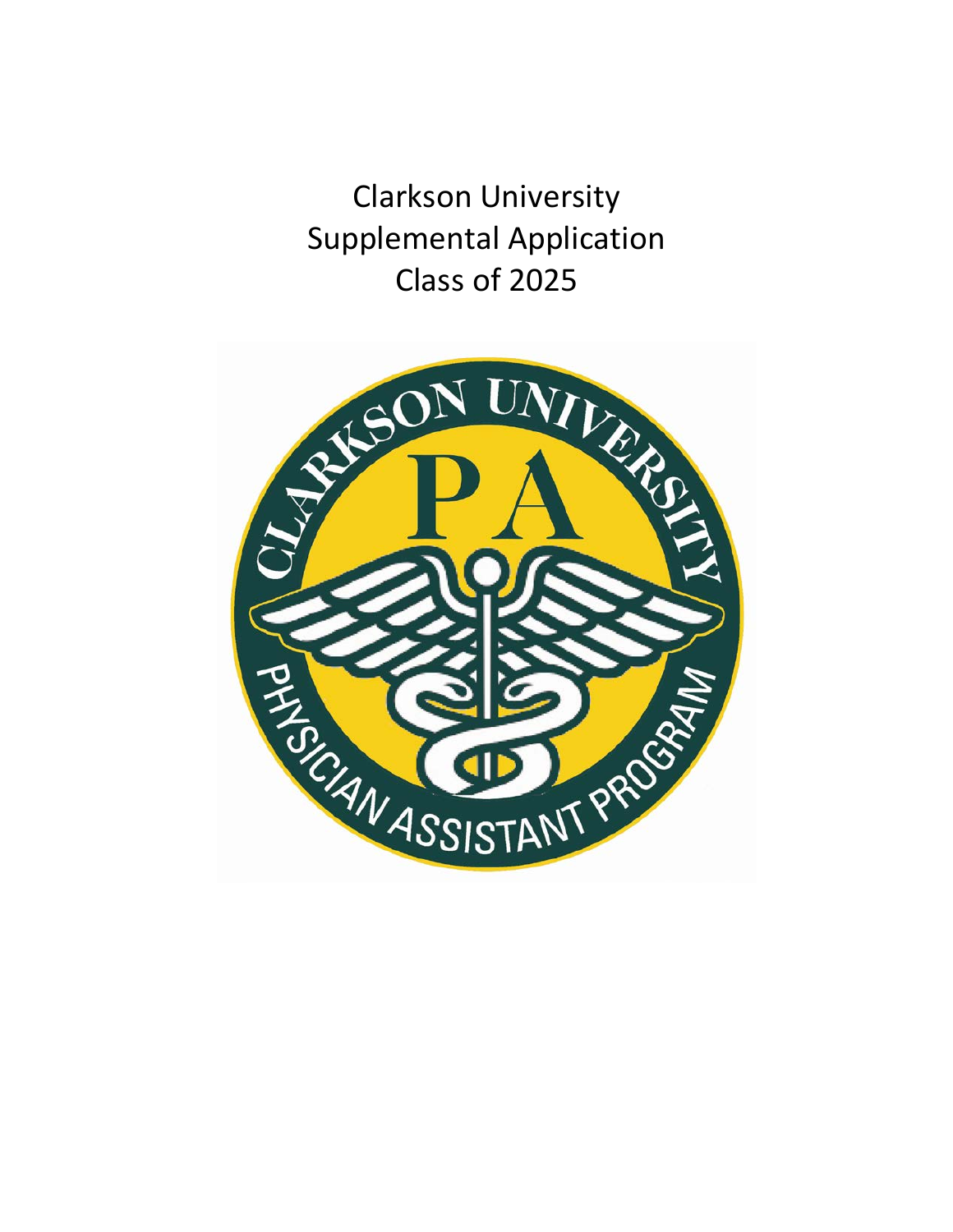# Clarkson University
# Supplemental Application
# Class of 2025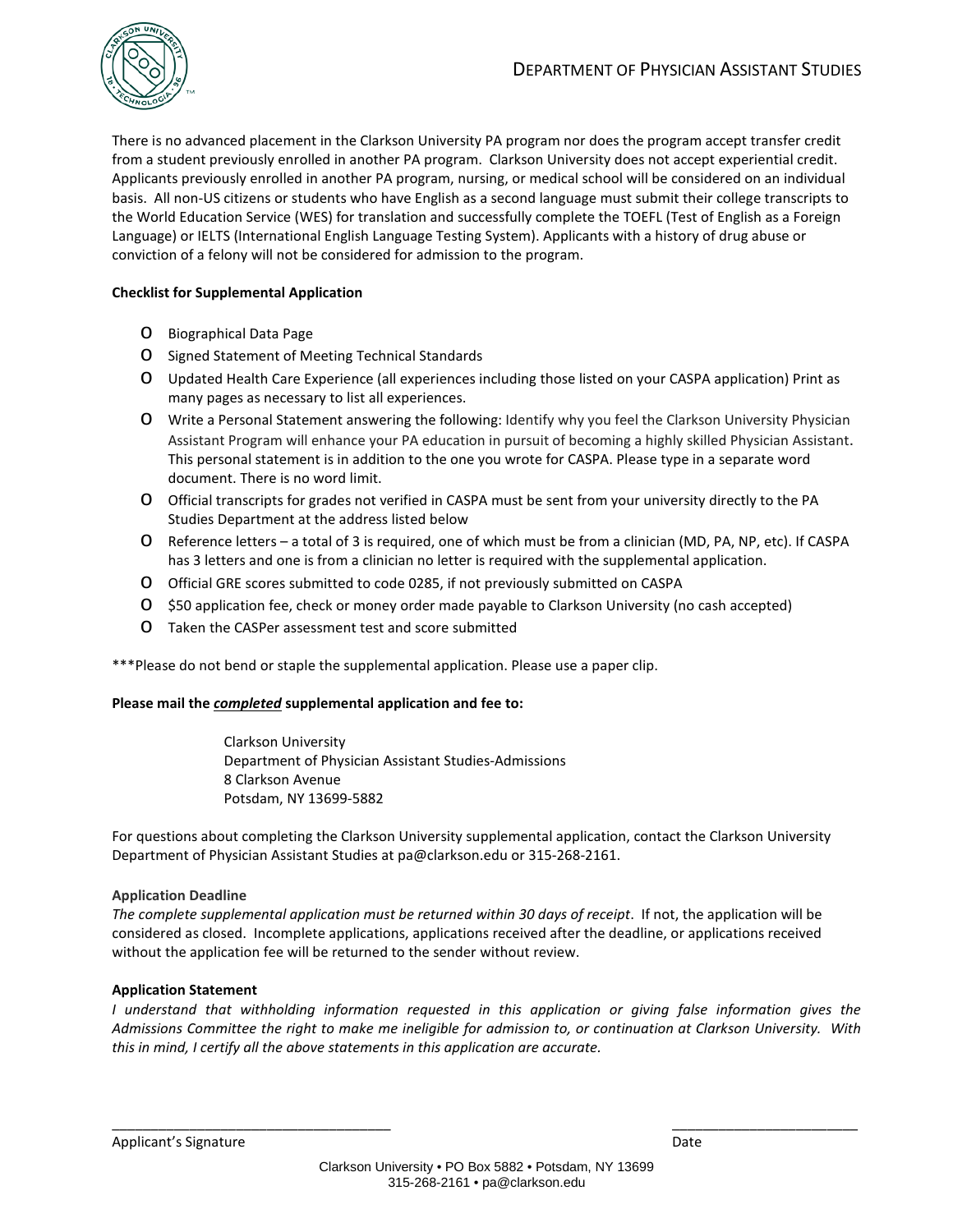There is no advanced placement in the Clarkson University PA program nor does the program accept transfer credit from a student previously enrolled in another PA program. Clarkson University does not accept experiential credit. Applicants previously enrolled in another PA program, nursing, or medical school will be considered on an individual basis. All non-US citizens or students who have English as a second language must submit their college transcripts to the World Education Service (WES) for translation and successfully complete the TOEFL (Test of English as a Foreign Language) or IELTS (International English Language Testing System). Applicants with a history of drug abuse or conviction of a felony will not be considered for admission to the program.

**Checklist for Supplemental Application**

- Biographical Data Page
- Signed Statement of Meeting Technical Standards
- Updated Health Care Experience (all experiences including those listed on your CASPA application) Print as many pages as necessary to list all experiences.
- Write a Personal Statement answering the following: Identify why you feel the Clarkson University Physician Assistant Program will enhance your PA education in pursuit of becoming a highly skilled Physician Assistant. This personal statement is in addition to the one you wrote for CASPA. Please type in a separate word document. There is no word limit.
- Official transcripts for grades not verified in CASPA must be sent from your university directly to the PA Studies Department at the address listed below
- Reference letters – a total of 3 is required, one of which must be from a clinician (MD, PA, NP, etc). If CASPA has 3 letters and one is from a clinician no letter is required with the supplemental application.
- Official GRE scores submitted to code 0285, if not previously submitted on CASPA
- $50 application fee, check or money order made payable to Clarkson University (no cash accepted)
- Taken the CASPer assessment test and score submitted

***Please do not bend or staple the supplemental application. Please use a paper clip.

**Please mail the *completed* supplemental application and fee to:**

Clarkson University
Department of Physician Assistant Studies-Admissions
8 Clarkson Avenue
Potsdam, NY 13699-5882

For questions about completing the Clarkson University supplemental application, contact the Clarkson University Department of Physician Assistant Studies at pa@clarkson.edu or 315-268-2161.

**Application Deadline**

*The complete supplemental application must be returned within 30 days of receipt*. If not, the application will be considered as closed. Incomplete applications, applications received after the deadline, or applications received without the application fee will be returned to the sender without review.

**Application Statement**

*I understand that withholding information requested in this application or giving false information gives the Admissions Committee the right to make me ineligible for admission to, or continuation at Clarkson University. With this in mind, I certify all the above statements in this application are accurate.*

_____________________________________ Applicant's Signature

_________________________ Date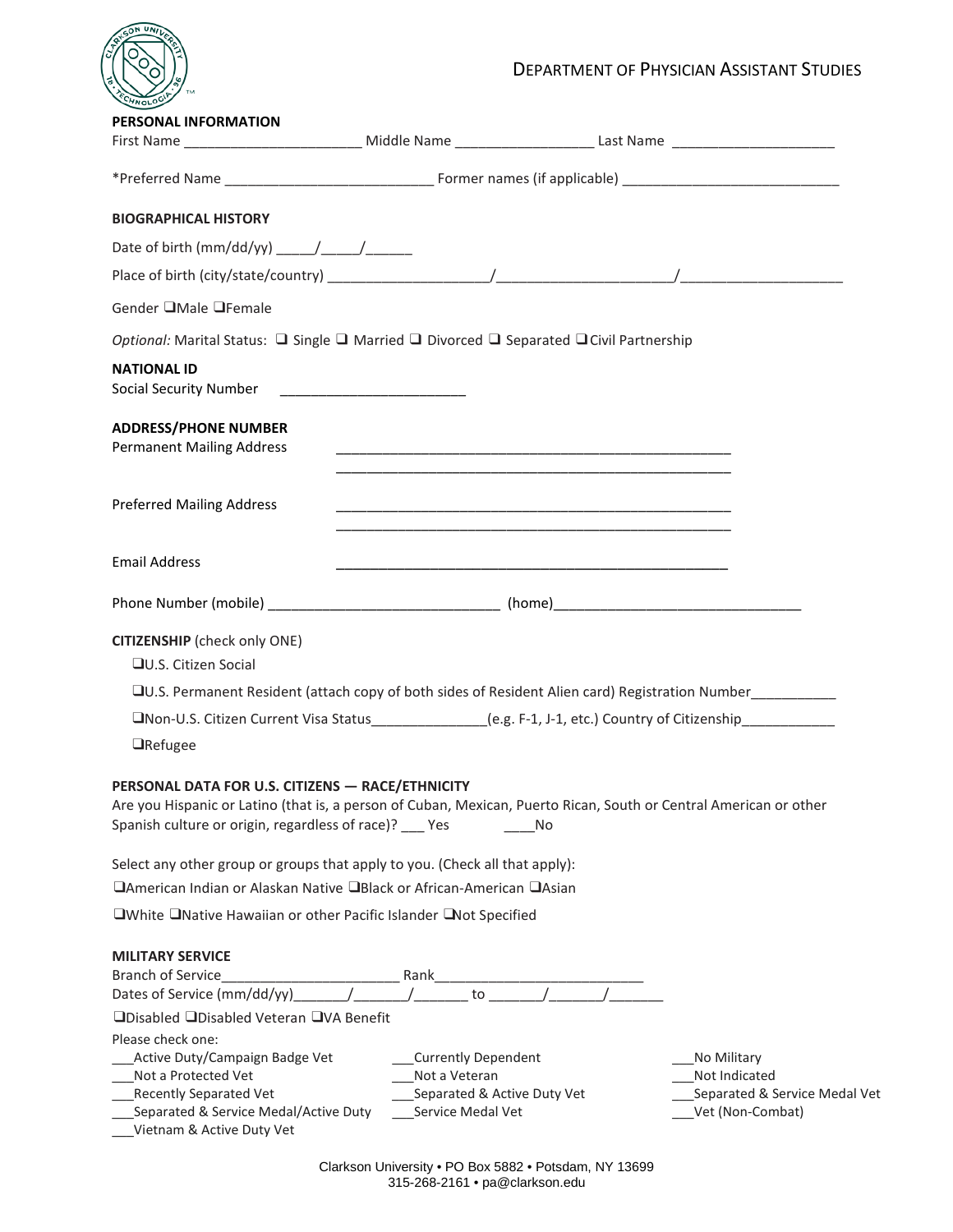DEPARTMENT OF PHYSICIAN ASSISTANT STUDIES

**PERSONAL INFORMATION**

First Name ______________________ Middle Name _________________ Last Name _____________________

*Preferred Name __________________________ Former names (if applicable) ____________________________

**BIOGRAPHICAL HISTORY**

Date of birth (mm/dd/yy) _____/_____/______

Place of birth (city/state/country) ____________________/______________________/_____________________

Gender ❑Male ❑Female

*Optional:* Marital Status: ❑ Single ❑ Married ❑ Divorced ❑ Separated ❑ Civil Partnership

**NATIONAL ID**

Social Security Number ________________________

**ADDRESS/PHONE NUMBER**

Permanent Mailing Address ____________________________________________________
____________________________________________________

Preferred Mailing Address ____________________________________________________
____________________________________________________

Email Address ____________________________________________________

Phone Number (mobile) _____________________________ (home)_______________________________

**CITIZENSHIP** (check only ONE)

❑U.S. Citizen Social

❑U.S. Permanent Resident (attach copy of both sides of Resident Alien card) Registration Number___________

❑Non-U.S. Citizen Current Visa Status_______________(e.g. F-1, J-1, etc.) Country of Citizenship____________

❑Refugee

**PERSONAL DATA FOR U.S. CITIZENS — RACE/ETHNICITY**

Are you Hispanic or Latino (that is, a person of Cuban, Mexican, Puerto Rican, South or Central American or other Spanish culture or origin, regardless of race)? ___ Yes ____No

Select any other group or groups that apply to you. (Check all that apply):

❑American Indian or Alaskan Native ❑Black or African-American ❑Asian

❑White ❑Native Hawaiian or other Pacific Islander ❑Not Specified

**MILITARY SERVICE**

Branch of Service_______________________ Rank___________________________

Dates of Service (mm/dd/yy)_______/_______/_______ to _______/_______/_______

❑Disabled ❑Disabled Veteran ❑VA Benefit

Please check one:

___Active Duty/Campaign Badge Vet
___Not a Protected Vet
___Recently Separated Vet
___Separated & Service Medal/Active Duty
___Vietnam & Active Duty Vet
___Currently Dependent
___Not a Veteran
___Separated & Active Duty Vet
___Service Medal Vet
___No Military
___Not Indicated
___Separated & Service Medal Vet
___Vet (Non-Combat)

Clarkson University • PO Box 5882 • Potsdam, NY 13699
315-268-2161 • pa@clarkson.edu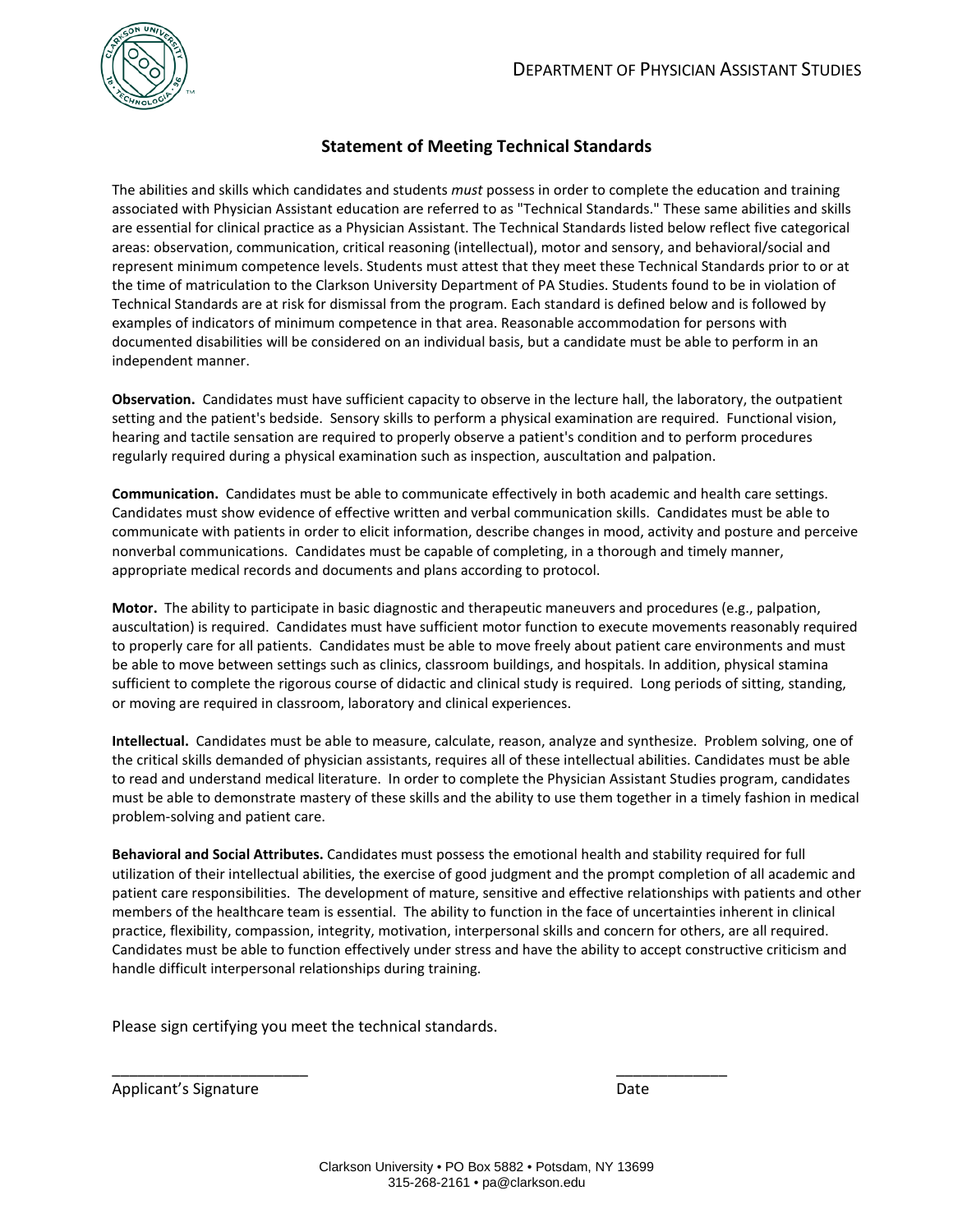DEPARTMENT OF PHYSICIAN ASSISTANT STUDIES

## Statement of Meeting Technical Standards

The abilities and skills which candidates and students *must* possess in order to complete the education and training associated with Physician Assistant education are referred to as "Technical Standards." These same abilities and skills are essential for clinical practice as a Physician Assistant. The Technical Standards listed below reflect five categorical areas: observation, communication, critical reasoning (intellectual), motor and sensory, and behavioral/social and represent minimum competence levels. Students must attest that they meet these Technical Standards prior to or at the time of matriculation to the Clarkson University Department of PA Studies. Students found to be in violation of Technical Standards are at risk for dismissal from the program. Each standard is defined below and is followed by examples of indicators of minimum competence in that area. Reasonable accommodation for persons with documented disabilities will be considered on an individual basis, but a candidate must be able to perform in an independent manner.

**Observation.** Candidates must have sufficient capacity to observe in the lecture hall, the laboratory, the outpatient setting and the patient's bedside. Sensory skills to perform a physical examination are required. Functional vision, hearing and tactile sensation are required to properly observe a patient's condition and to perform procedures regularly required during a physical examination such as inspection, auscultation and palpation.

**Communication.** Candidates must be able to communicate effectively in both academic and health care settings. Candidates must show evidence of effective written and verbal communication skills. Candidates must be able to communicate with patients in order to elicit information, describe changes in mood, activity and posture and perceive nonverbal communications. Candidates must be capable of completing, in a thorough and timely manner, appropriate medical records and documents and plans according to protocol.

**Motor.** The ability to participate in basic diagnostic and therapeutic maneuvers and procedures (e.g., palpation, auscultation) is required. Candidates must have sufficient motor function to execute movements reasonably required to properly care for all patients. Candidates must be able to move freely about patient care environments and must be able to move between settings such as clinics, classroom buildings, and hospitals. In addition, physical stamina sufficient to complete the rigorous course of didactic and clinical study is required. Long periods of sitting, standing, or moving are required in classroom, laboratory and clinical experiences.

**Intellectual.** Candidates must be able to measure, calculate, reason, analyze and synthesize. Problem solving, one of the critical skills demanded of physician assistants, requires all of these intellectual abilities. Candidates must be able to read and understand medical literature. In order to complete the Physician Assistant Studies program, candidates must be able to demonstrate mastery of these skills and the ability to use them together in a timely fashion in medical problem-solving and patient care.

**Behavioral and Social Attributes.** Candidates must possess the emotional health and stability required for full utilization of their intellectual abilities, the exercise of good judgment and the prompt completion of all academic and patient care responsibilities. The development of mature, sensitive and effective relationships with patients and other members of the healthcare team is essential. The ability to function in the face of uncertainties inherent in clinical practice, flexibility, compassion, integrity, motivation, interpersonal skills and concern for others, are all required. Candidates must be able to function effectively under stress and have the ability to accept constructive criticism and handle difficult interpersonal relationships during training.

Please sign certifying you meet the technical standards.

_______________________ _____________

Applicant's Signature Date

Clarkson University • PO Box 5882 • Potsdam, NY 13699
315-268-2161 • pa@clarkson.edu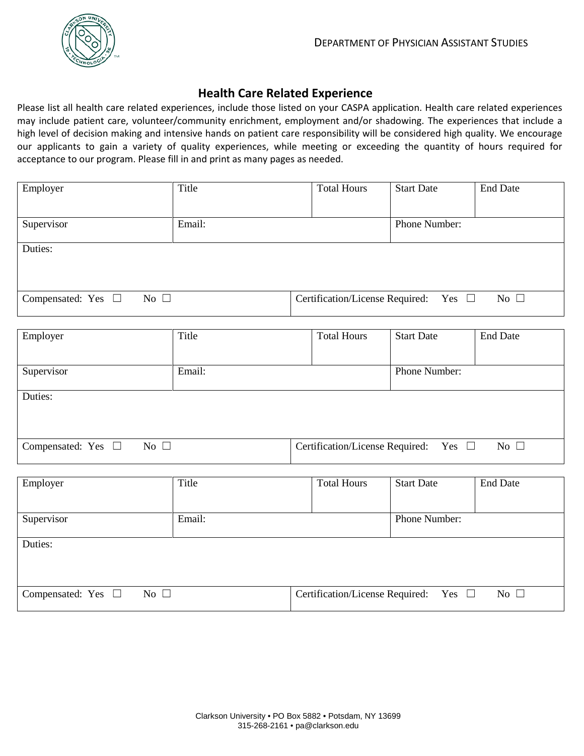DEPARTMENT OF PHYSICIAN ASSISTANT STUDIES

## Health Care Related Experience

Please list all health care related experiences, include those listed on your CASPA application. Health care related experiences may include patient care, volunteer/community enrichment, employment and/or shadowing. The experiences that include a high level of decision making and intensive hands on patient care responsibility will be considered high quality. We encourage our applicants to gain a variety of quality experiences, while meeting or exceeding the quantity of hours required for acceptance to our program. Please fill in and print as many pages as needed.

| Employer | Title | Total Hours | Start Date | End Date |
|---|---|---|---|---|
| Supervisor | Email: | | Phone Number: | |
| Duties: | | | | |
| Compensated: Yes ☐ No ☐ | | Certification/License Required: Yes ☐ No ☐ | | |

| Employer | Title | Total Hours | Start Date | End Date |
|---|---|---|---|---|
| Supervisor | Email: | | Phone Number: | |
| Duties: | | | | |
| Compensated: Yes ☐ No ☐ | | Certification/License Required: Yes ☐ No ☐ | | |

| Employer | Title | Total Hours | Start Date | End Date |
|---|---|---|---|---|
| Supervisor | Email: | | Phone Number: | |
| Duties: | | | | |
| Compensated: Yes ☐ No ☐ | | Certification/License Required: Yes ☐ No ☐ | | |

Clarkson University • PO Box 5882 • Potsdam, NY 13699
315-268-2161 • pa@clarkson.edu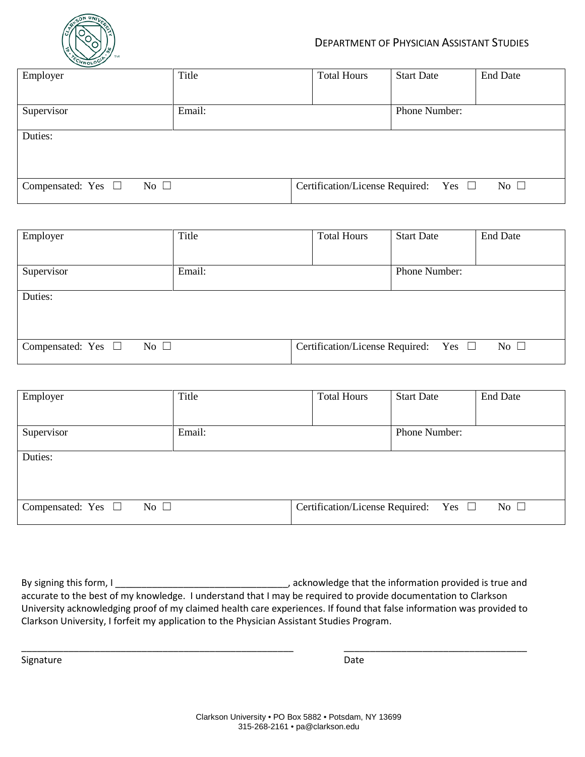DEPARTMENT OF PHYSICIAN ASSISTANT STUDIES

| Employer | Title | Total Hours | Start Date | End Date |
|---|---|---|---|---|
| Supervisor | Email: | | Phone Number: | |
| Duties: | | | | |
| Compensated: Yes ☐ No ☐ | Certification/License Required: Yes ☐ No ☐ | | | |

| Employer | Title | Total Hours | Start Date | End Date |
|---|---|---|---|---|
| Supervisor | Email: | | Phone Number: | |
| Duties: | | | | |
| Compensated: Yes ☐ No ☐ | Certification/License Required: Yes ☐ No ☐ | | | |

| Employer | Title | Total Hours | Start Date | End Date |
|---|---|---|---|---|
| Supervisor | Email: | | Phone Number: | |
| Duties: | | | | |
| Compensated: Yes ☐ No ☐ | Certification/License Required: Yes ☐ No ☐ | | | |

By signing this form, I _________________________________, acknowledge that the information provided is true and accurate to the best of my knowledge. I understand that I may be required to provide documentation to Clarkson University acknowledging proof of my claimed health care experiences. If found that false information was provided to Clarkson University, I forfeit my application to the Physician Assistant Studies Program.

_______________________________________________________ Signature

___________________________________ Date

Clarkson University • PO Box 5882 • Potsdam, NY 13699
315-268-2161 • pa@clarkson.edu